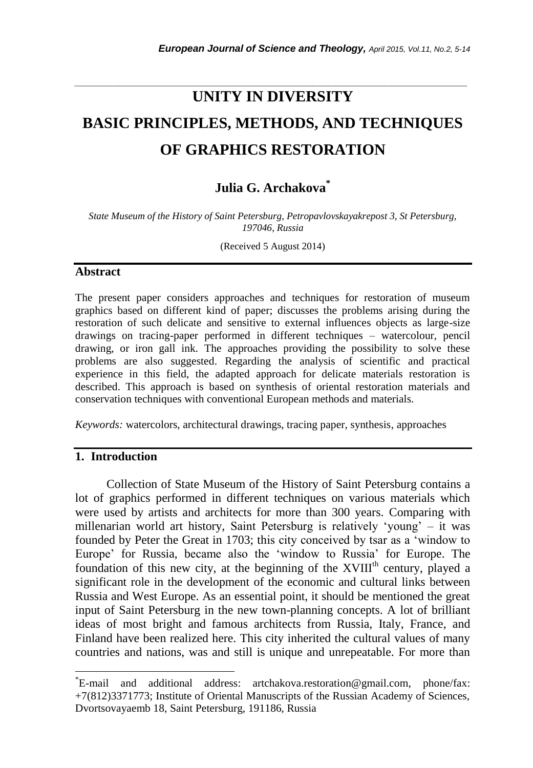# UNITY IN DIVERSITY
# BASIC PRINCIPLES, METHODS, AND TECHNIQUES OF GRAPHICS RESTORATION

**Julia G. Archakova***

*State Museum of the History of Saint Petersburg, Petropavlovskayakrepost 3, St Petersburg, 197046, Russia*

(Received 5 August 2014)

## Abstract

The present paper considers approaches and techniques for restoration of museum graphics based on different kind of paper; discusses the problems arising during the restoration of such delicate and sensitive to external influences objects as large-size drawings on tracing-paper performed in different techniques – watercolour, pencil drawing, or iron gall ink. The approaches providing the possibility to solve these problems are also suggested. Regarding the analysis of scientific and practical experience in this field, the adapted approach for delicate materials restoration is described. This approach is based on synthesis of oriental restoration materials and conservation techniques with conventional European methods and materials.

*Keywords:* watercolors, architectural drawings, tracing paper, synthesis, approaches

## 1. Introduction

Collection of State Museum of the History of Saint Petersburg contains a lot of graphics performed in different techniques on various materials which were used by artists and architects for more than 300 years. Comparing with millenarian world art history, Saint Petersburg is relatively 'young' – it was founded by Peter the Great in 1703; this city conceived by tsar as a 'window to Europe' for Russia, became also the 'window to Russia' for Europe. The foundation of this new city, at the beginning of the XVIII$^{th}$ century, played a significant role in the development of the economic and cultural links between Russia and West Europe. As an essential point, it should be mentioned the great input of Saint Petersburg in the new town-planning concepts. A lot of brilliant ideas of most bright and famous architects from Russia, Italy, France, and Finland have been realized here. This city inherited the cultural values of many countries and nations, was and still is unique and unrepeatable. For more than

*E-mail and additional address: artchakova.restoration@gmail.com, phone/fax: +7(812)3371773; Institute of Oriental Manuscripts of the Russian Academy of Sciences, Dvortsovayaemb 18, Saint Petersburg, 191186, Russia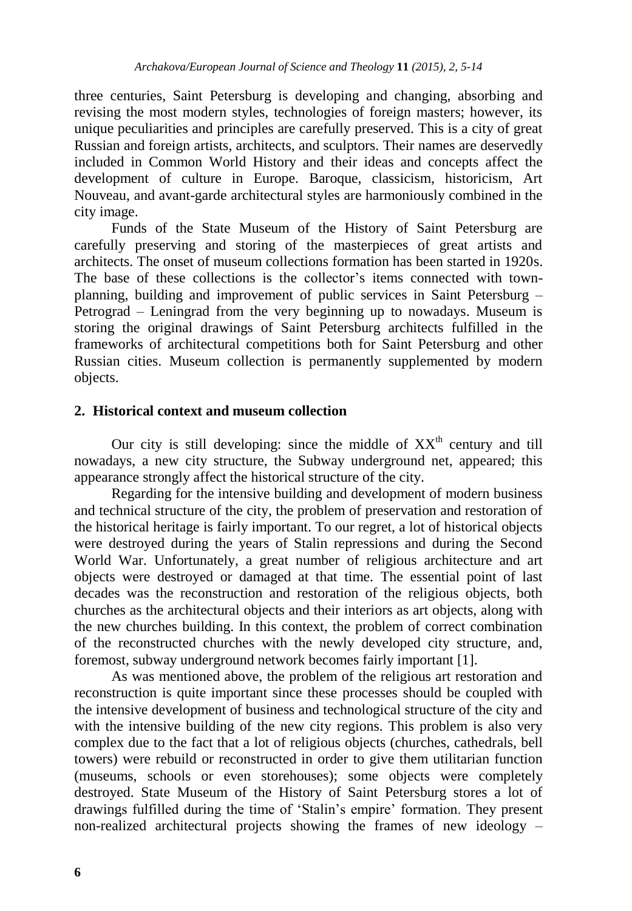three centuries, Saint Petersburg is developing and changing, absorbing and revising the most modern styles, technologies of foreign masters; however, its unique peculiarities and principles are carefully preserved. This is a city of great Russian and foreign artists, architects, and sculptors. Their names are deservedly included in Common World History and their ideas and concepts affect the development of culture in Europe. Baroque, classicism, historicism, Art Nouveau, and avant-garde architectural styles are harmoniously combined in the city image.

Funds of the State Museum of the History of Saint Petersburg are carefully preserving and storing of the masterpieces of great artists and architects. The onset of museum collections formation has been started in 1920s. The base of these collections is the collector's items connected with town-planning, building and improvement of public services in Saint Petersburg – Petrograd – Leningrad from the very beginning up to nowadays. Museum is storing the original drawings of Saint Petersburg architects fulfilled in the frameworks of architectural competitions both for Saint Petersburg and other Russian cities. Museum collection is permanently supplemented by modern objects.

## 2. Historical context and museum collection

Our city is still developing: since the middle of XX[th] century and till nowadays, a new city structure, the Subway underground net, appeared; this appearance strongly affect the historical structure of the city.

Regarding for the intensive building and development of modern business and technical structure of the city, the problem of preservation and restoration of the historical heritage is fairly important. To our regret, a lot of historical objects were destroyed during the years of Stalin repressions and during the Second World War. Unfortunately, a great number of religious architecture and art objects were destroyed or damaged at that time. The essential point of last decades was the reconstruction and restoration of the religious objects, both churches as the architectural objects and their interiors as art objects, along with the new churches building. In this context, the problem of correct combination of the reconstructed churches with the newly developed city structure, and, foremost, subway underground network becomes fairly important [1].

As was mentioned above, the problem of the religious art restoration and reconstruction is quite important since these processes should be coupled with the intensive development of business and technological structure of the city and with the intensive building of the new city regions. This problem is also very complex due to the fact that a lot of religious objects (churches, cathedrals, bell towers) were rebuild or reconstructed in order to give them utilitarian function (museums, schools or even storehouses); some objects were completely destroyed. State Museum of the History of Saint Petersburg stores a lot of drawings fulfilled during the time of 'Stalin's empire' formation. They present non-realized architectural projects showing the frames of new ideology –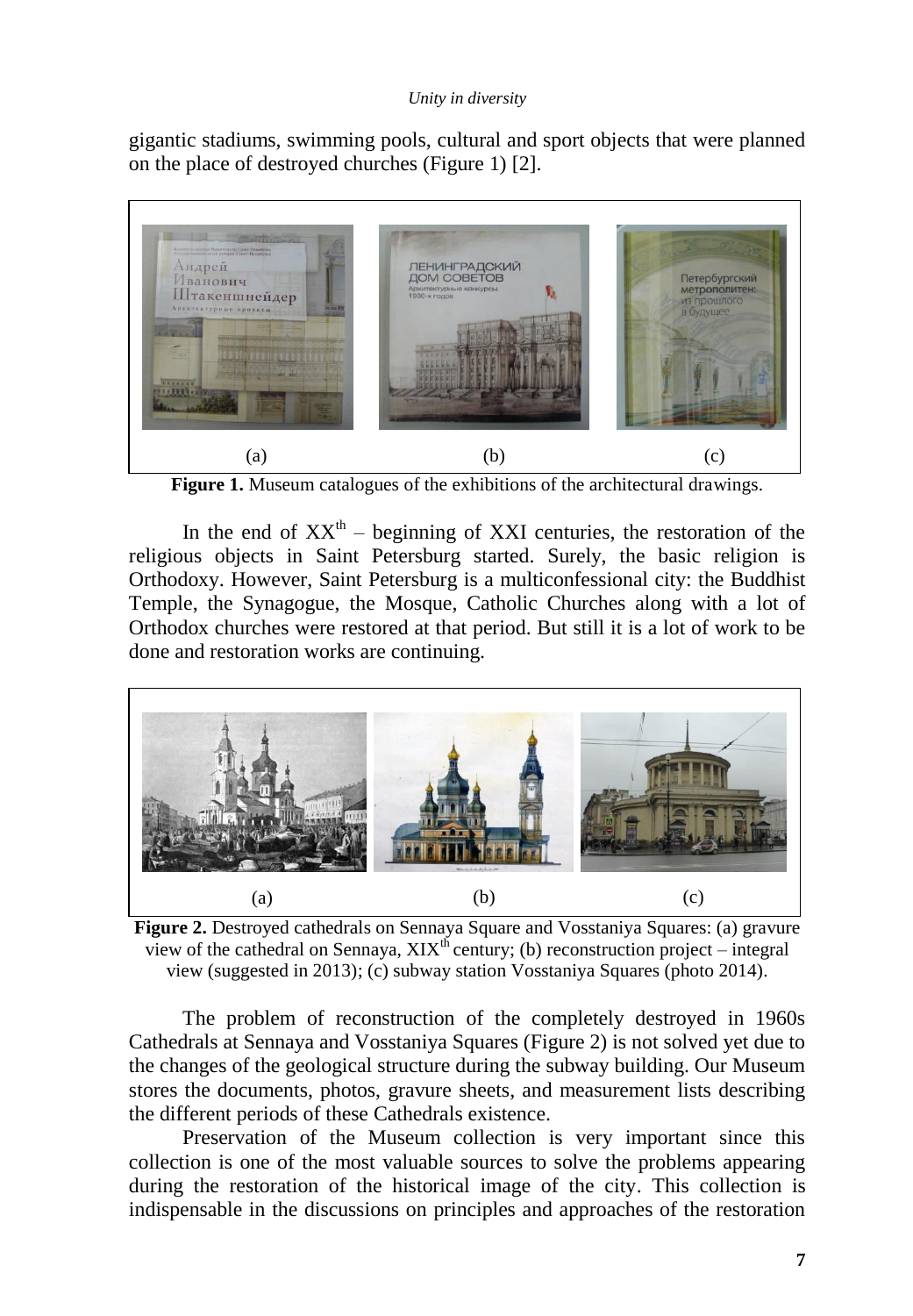gigantic stadiums, swimming pools, cultural and sport objects that were planned on the place of destroyed churches (Figure 1) [2].

(a) (b) (c)

**Figure 1.** Museum catalogues of the exhibitions of the architectural drawings.

In the end of $XX^{th}$ – beginning of XXI centuries, the restoration of the religious objects in Saint Petersburg started. Surely, the basic religion is Orthodoxy. However, Saint Petersburg is a multiconfessional city: the Buddhist Temple, the Synagogue, the Mosque, Catholic Churches along with a lot of Orthodox churches were restored at that period. But still it is a lot of work to be done and restoration works are continuing.

(a) (b) (c)

**Figure 2.** Destroyed cathedrals on Sennaya Square and Vosstaniya Squares: (a) gravure view of the cathedral on Sennaya, $XIX^{th}$ century; (b) reconstruction project – integral view (suggested in 2013); (c) subway station Vosstaniya Squares (photo 2014).

The problem of reconstruction of the completely destroyed in 1960s Cathedrals at Sennaya and Vosstaniya Squares (Figure 2) is not solved yet due to the changes of the geological structure during the subway building. Our Museum stores the documents, photos, gravure sheets, and measurement lists describing the different periods of these Cathedrals existence.

Preservation of the Museum collection is very important since this collection is one of the most valuable sources to solve the problems appearing during the restoration of the historical image of the city. This collection is indispensable in the discussions on principles and approaches of the restoration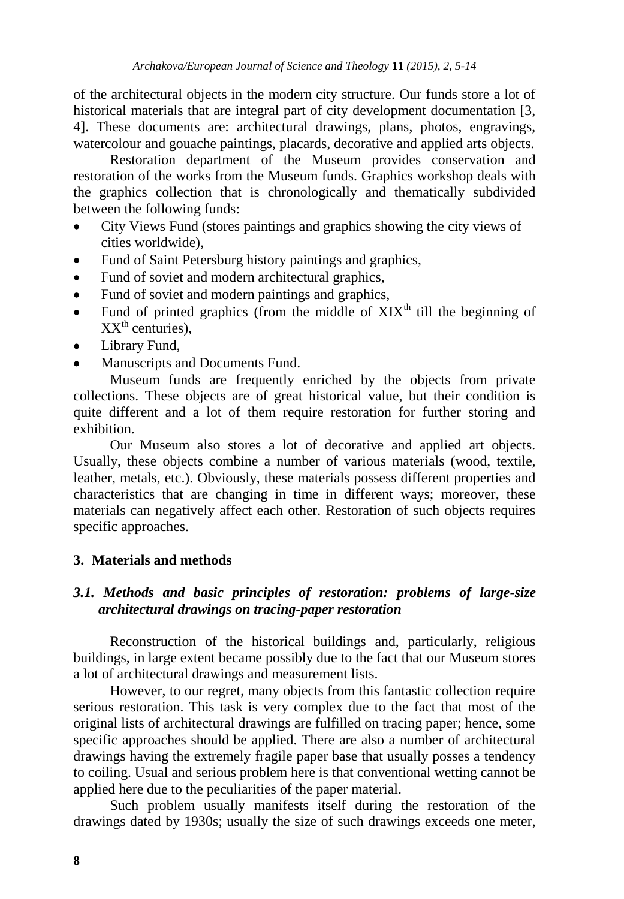of the architectural objects in the modern city structure. Our funds store a lot of historical materials that are integral part of city development documentation [3, 4]. These documents are: architectural drawings, plans, photos, engravings, watercolour and gouache paintings, placards, decorative and applied arts objects.

Restoration department of the Museum provides conservation and restoration of the works from the Museum funds. Graphics workshop deals with the graphics collection that is chronologically and thematically subdivided between the following funds:

- City Views Fund (stores paintings and graphics showing the city views of cities worldwide),
- Fund of Saint Petersburg history paintings and graphics,
- Fund of soviet and modern architectural graphics,
- Fund of soviet and modern paintings and graphics,
- Fund of printed graphics (from the middle of XIX$^{th}$ till the beginning of XX$^{th}$ centuries),
- Library Fund,
- Manuscripts and Documents Fund.

Museum funds are frequently enriched by the objects from private collections. These objects are of great historical value, but their condition is quite different and a lot of them require restoration for further storing and exhibition.

Our Museum also stores a lot of decorative and applied art objects. Usually, these objects combine a number of various materials (wood, textile, leather, metals, etc.). Obviously, these materials possess different properties and characteristics that are changing in time in different ways; moreover, these materials can negatively affect each other. Restoration of such objects requires specific approaches.

## 3. Materials and methods

### *3.1. Methods and basic principles of restoration: problems of large-size architectural drawings on tracing-paper restoration*

Reconstruction of the historical buildings and, particularly, religious buildings, in large extent became possibly due to the fact that our Museum stores a lot of architectural drawings and measurement lists.

However, to our regret, many objects from this fantastic collection require serious restoration. This task is very complex due to the fact that most of the original lists of architectural drawings are fulfilled on tracing paper; hence, some specific approaches should be applied. There are also a number of architectural drawings having the extremely fragile paper base that usually posses a tendency to coiling. Usual and serious problem here is that conventional wetting cannot be applied here due to the peculiarities of the paper material.

Such problem usually manifests itself during the restoration of the drawings dated by 1930s; usually the size of such drawings exceeds one meter,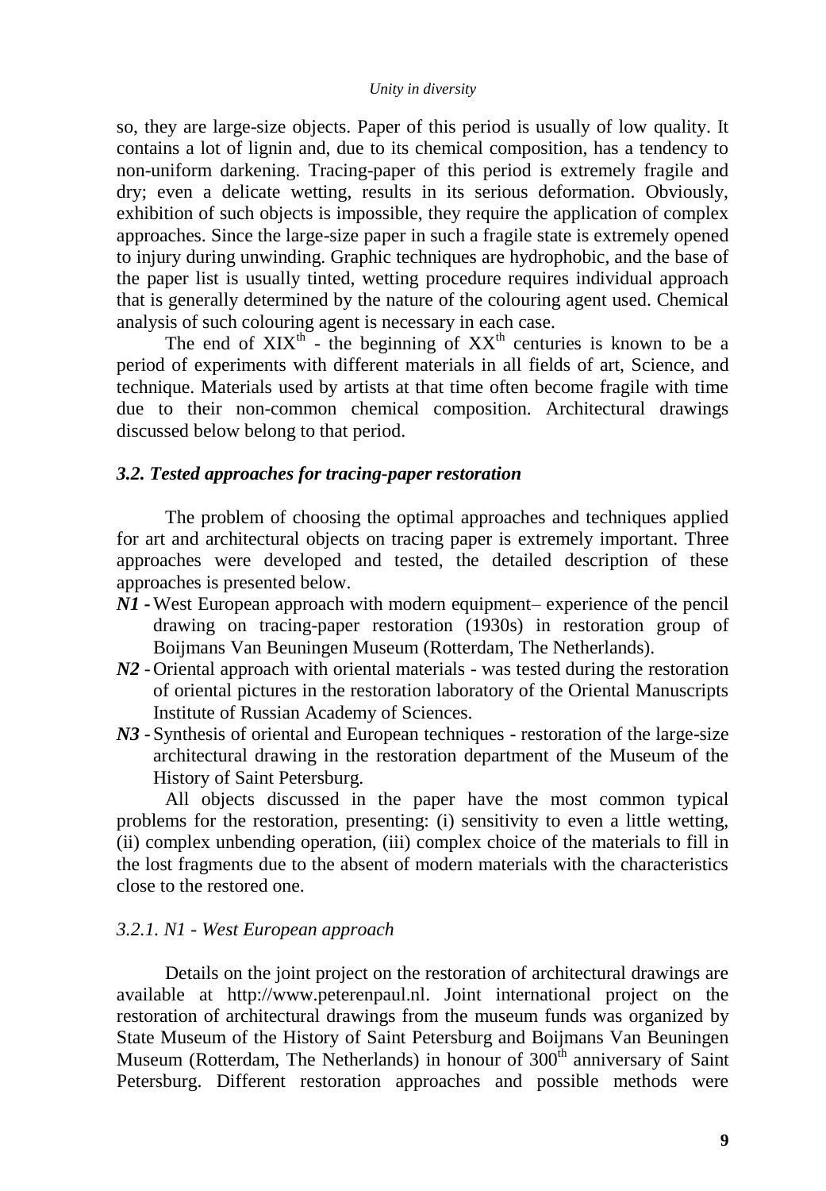so, they are large-size objects. Paper of this period is usually of low quality. It contains a lot of lignin and, due to its chemical composition, has a tendency to non-uniform darkening. Tracing-paper of this period is extremely fragile and dry; even a delicate wetting, results in its serious deformation. Obviously, exhibition of such objects is impossible, they require the application of complex approaches. Since the large-size paper in such a fragile state is extremely opened to injury during unwinding. Graphic techniques are hydrophobic, and the base of the paper list is usually tinted, wetting procedure requires individual approach that is generally determined by the nature of the colouring agent used. Chemical analysis of such colouring agent is necessary in each case.

The end of $XIX^{th}$ - the beginning of $XX^{th}$ centuries is known to be a period of experiments with different materials in all fields of art, Science, and technique. Materials used by artists at that time often become fragile with time due to their non-common chemical composition. Architectural drawings discussed below belong to that period.

### *3.2. Tested approaches for tracing-paper restoration*

The problem of choosing the optimal approaches and techniques applied for art and architectural objects on tracing paper is extremely important. Three approaches were developed and tested, the detailed description of these approaches is presented below.

- ***N1*** - West European approach with modern equipment– experience of the pencil drawing on tracing-paper restoration (1930s) in restoration group of Boijmans Van Beuningen Museum (Rotterdam, The Netherlands).
- ***N2*** - Oriental approach with oriental materials - was tested during the restoration of oriental pictures in the restoration laboratory of the Oriental Manuscripts Institute of Russian Academy of Sciences.
- ***N3*** - Synthesis of oriental and European techniques - restoration of the large-size architectural drawing in the restoration department of the Museum of the History of Saint Petersburg.

All objects discussed in the paper have the most common typical problems for the restoration, presenting: (i) sensitivity to even a little wetting, (ii) complex unbending operation, (iii) complex choice of the materials to fill in the lost fragments due to the absent of modern materials with the characteristics close to the restored one.

#### *3.2.1. N1 - West European approach*

Details on the joint project on the restoration of architectural drawings are available at http://www.peterenpaul.nl. Joint international project on the restoration of architectural drawings from the museum funds was organized by State Museum of the History of Saint Petersburg and Boijmans Van Beuningen Museum (Rotterdam, The Netherlands) in honour of $300^{th}$ anniversary of Saint Petersburg. Different restoration approaches and possible methods were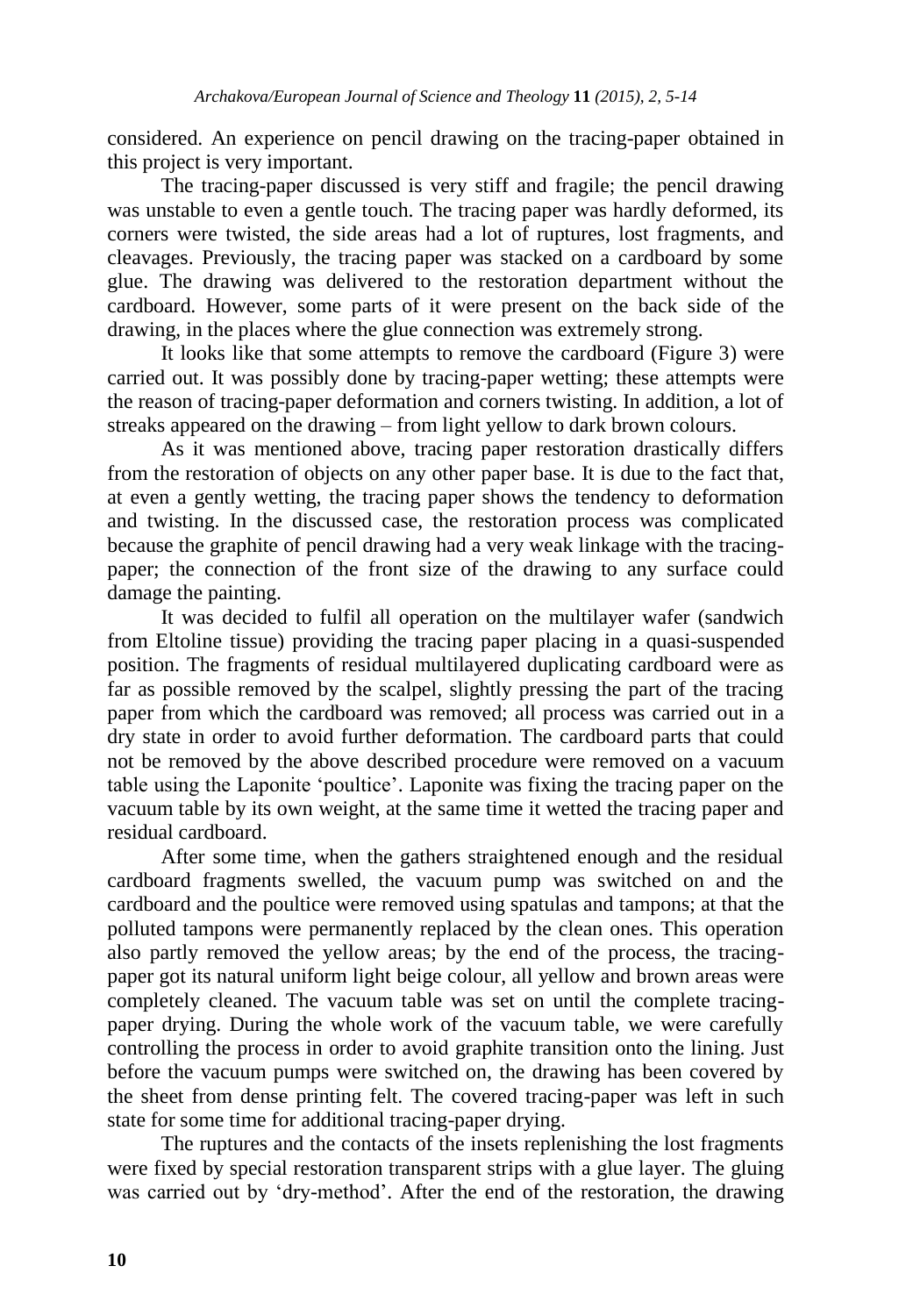considered. An experience on pencil drawing on the tracing-paper obtained in this project is very important.

The tracing-paper discussed is very stiff and fragile; the pencil drawing was unstable to even a gentle touch. The tracing paper was hardly deformed, its corners were twisted, the side areas had a lot of ruptures, lost fragments, and cleavages. Previously, the tracing paper was stacked on a cardboard by some glue. The drawing was delivered to the restoration department without the cardboard. However, some parts of it were present on the back side of the drawing, in the places where the glue connection was extremely strong.

It looks like that some attempts to remove the cardboard (Figure 3) were carried out. It was possibly done by tracing-paper wetting; these attempts were the reason of tracing-paper deformation and corners twisting. In addition, a lot of streaks appeared on the drawing – from light yellow to dark brown colours.

As it was mentioned above, tracing paper restoration drastically differs from the restoration of objects on any other paper base. It is due to the fact that, at even a gently wetting, the tracing paper shows the tendency to deformation and twisting. In the discussed case, the restoration process was complicated because the graphite of pencil drawing had a very weak linkage with the tracing-paper; the connection of the front size of the drawing to any surface could damage the painting.

It was decided to fulfil all operation on the multilayer wafer (sandwich from Eltoline tissue) providing the tracing paper placing in a quasi-suspended position. The fragments of residual multilayered duplicating cardboard were as far as possible removed by the scalpel, slightly pressing the part of the tracing paper from which the cardboard was removed; all process was carried out in a dry state in order to avoid further deformation. The cardboard parts that could not be removed by the above described procedure were removed on a vacuum table using the Laponite 'poultice'. Laponite was fixing the tracing paper on the vacuum table by its own weight, at the same time it wetted the tracing paper and residual cardboard.

After some time, when the gathers straightened enough and the residual cardboard fragments swelled, the vacuum pump was switched on and the cardboard and the poultice were removed using spatulas and tampons; at that the polluted tampons were permanently replaced by the clean ones. This operation also partly removed the yellow areas; by the end of the process, the tracing-paper got its natural uniform light beige colour, all yellow and brown areas were completely cleaned. The vacuum table was set on until the complete tracing-paper drying. During the whole work of the vacuum table, we were carefully controlling the process in order to avoid graphite transition onto the lining. Just before the vacuum pumps were switched on, the drawing has been covered by the sheet from dense printing felt. The covered tracing-paper was left in such state for some time for additional tracing-paper drying.

The ruptures and the contacts of the insets replenishing the lost fragments were fixed by special restoration transparent strips with a glue layer. The gluing was carried out by 'dry-method'. After the end of the restoration, the drawing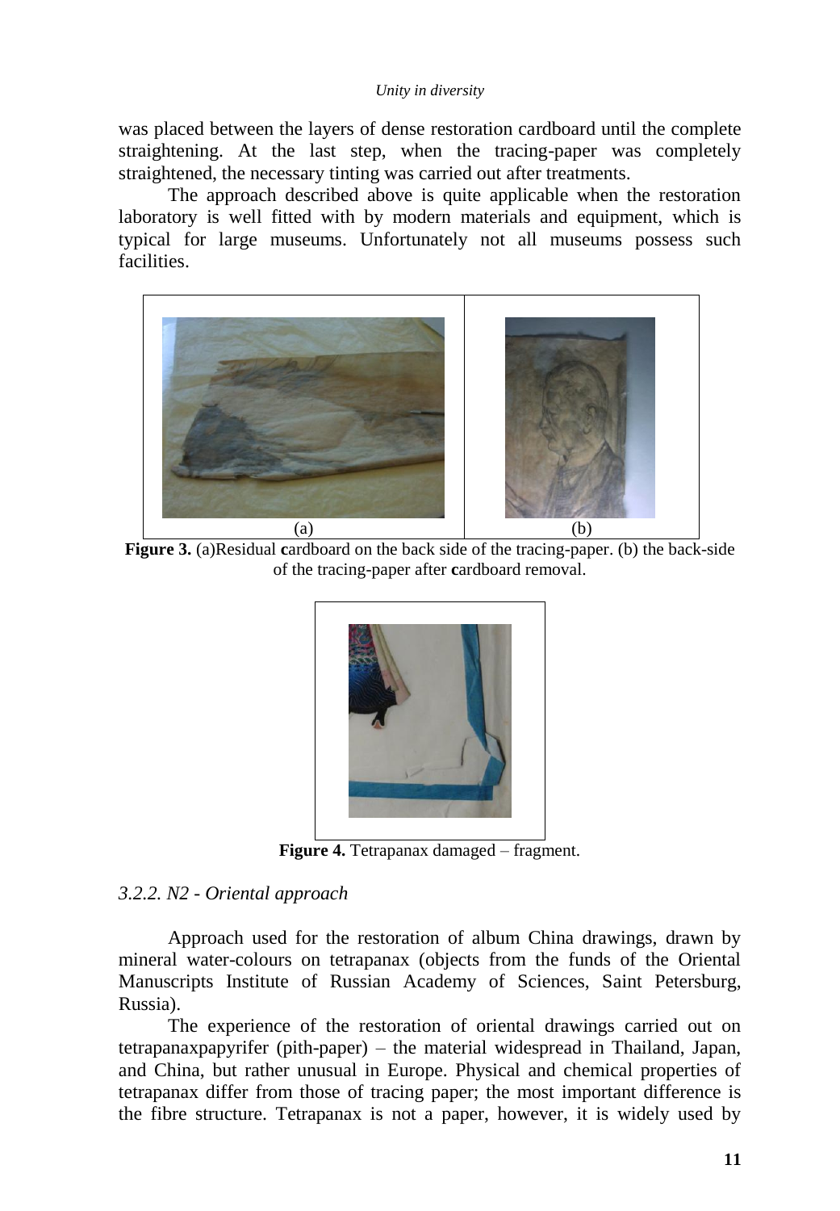was placed between the layers of dense restoration cardboard until the complete straightening. At the last step, when the tracing-paper was completely straightened, the necessary tinting was carried out after treatments.

The approach described above is quite applicable when the restoration laboratory is well fitted with by modern materials and equipment, which is typical for large museums. Unfortunately not all museums possess such facilities.

(a) (b)

**Figure 3.** (a)Residual **c**ardboard on the back side of the tracing-paper. (b) the back-side of the tracing-paper after **c**ardboard removal.

**Figure 4.** Tetrapanax damaged – fragment.

### *3.2.2. N2 - Oriental approach*

Approach used for the restoration of album China drawings, drawn by mineral water-colours on tetrapanax (objects from the funds of the Oriental Manuscripts Institute of Russian Academy of Sciences, Saint Petersburg, Russia).

The experience of the restoration of oriental drawings carried out on tetrapanaxpapyrifer (pith-paper) – the material widespread in Thailand, Japan, and China, but rather unusual in Europe. Physical and chemical properties of tetrapanax differ from those of tracing paper; the most important difference is the fibre structure. Tetrapanax is not a paper, however, it is widely used by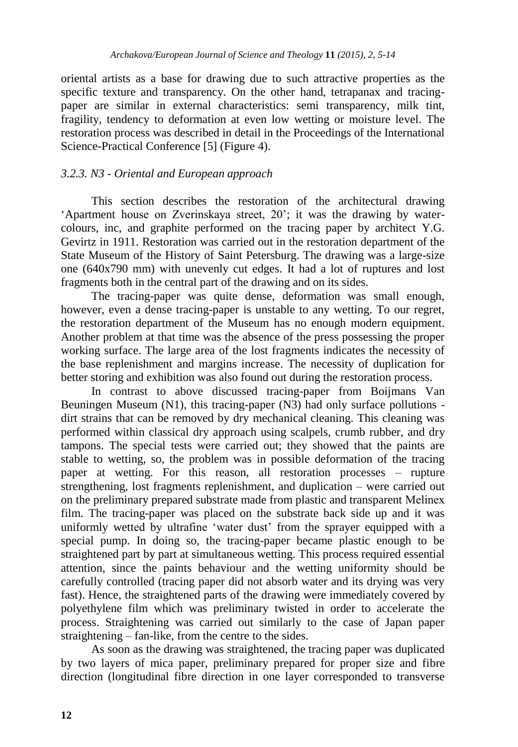oriental artists as a base for drawing due to such attractive properties as the specific texture and transparency. On the other hand, tetrapanax and tracing-paper are similar in external characteristics: semi transparency, milk tint, fragility, tendency to deformation at even low wetting or moisture level. The restoration process was described in detail in the Proceedings of the International Science-Practical Conference [5] (Figure 4).

### *3.2.3. N3 - Oriental and European approach*

This section describes the restoration of the architectural drawing 'Apartment house on Zverinskaya street, 20'; it was the drawing by water-colours, inc, and graphite performed on the tracing paper by architect Y.G. Gevirtz in 1911. Restoration was carried out in the restoration department of the State Museum of the History of Saint Petersburg. The drawing was a large-size one (640x790 mm) with unevenly cut edges. It had a lot of ruptures and lost fragments both in the central part of the drawing and on its sides.

The tracing-paper was quite dense, deformation was small enough, however, even a dense tracing-paper is unstable to any wetting. To our regret, the restoration department of the Museum has no enough modern equipment. Another problem at that time was the absence of the press possessing the proper working surface. The large area of the lost fragments indicates the necessity of the base replenishment and margins increase. The necessity of duplication for better storing and exhibition was also found out during the restoration process.

In contrast to above discussed tracing-paper from Boijmans Van Beuningen Museum (N1), this tracing-paper (N3) had only surface pollutions - dirt strains that can be removed by dry mechanical cleaning. This cleaning was performed within classical dry approach using scalpels, crumb rubber, and dry tampons. The special tests were carried out; they showed that the paints are stable to wetting, so, the problem was in possible deformation of the tracing paper at wetting. For this reason, all restoration processes – rupture strengthening, lost fragments replenishment, and duplication – were carried out on the preliminary prepared substrate made from plastic and transparent Melinex film. The tracing-paper was placed on the substrate back side up and it was uniformly wetted by ultrafine 'water dust' from the sprayer equipped with a special pump. In doing so, the tracing-paper became plastic enough to be straightened part by part at simultaneous wetting. This process required essential attention, since the paints behaviour and the wetting uniformity should be carefully controlled (tracing paper did not absorb water and its drying was very fast). Hence, the straightened parts of the drawing were immediately covered by polyethylene film which was preliminary twisted in order to accelerate the process. Straightening was carried out similarly to the case of Japan paper straightening – fan-like, from the centre to the sides.

As soon as the drawing was straightened, the tracing paper was duplicated by two layers of mica paper, preliminary prepared for proper size and fibre direction (longitudinal fibre direction in one layer corresponded to transverse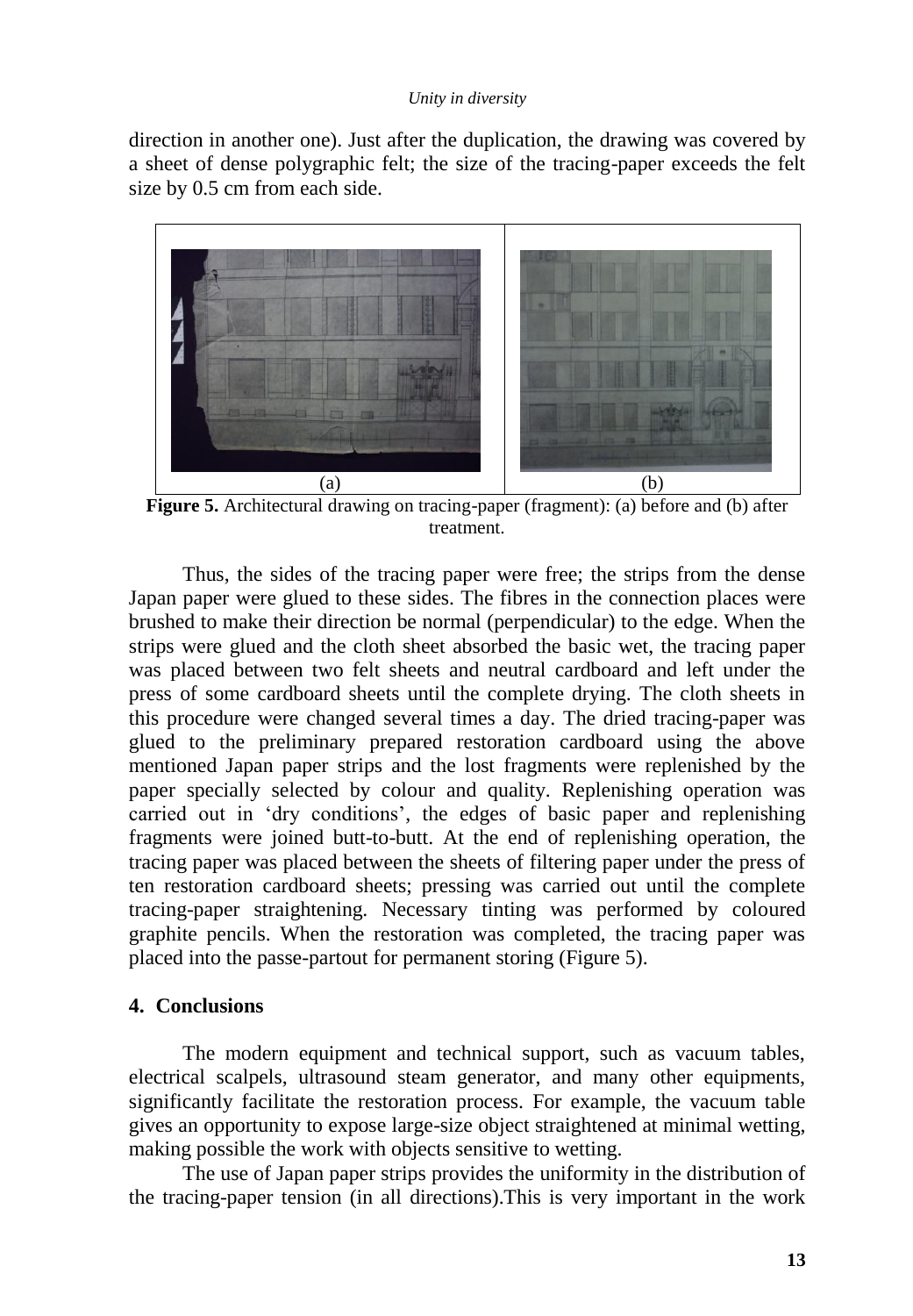direction in another one). Just after the duplication, the drawing was covered by a sheet of dense polygraphic felt; the size of the tracing-paper exceeds the felt size by 0.5 cm from each side.

(a) (b)

**Figure 5.** Architectural drawing on tracing-paper (fragment): (a) before and (b) after treatment.

Thus, the sides of the tracing paper were free; the strips from the dense Japan paper were glued to these sides. The fibres in the connection places were brushed to make their direction be normal (perpendicular) to the edge. When the strips were glued and the cloth sheet absorbed the basic wet, the tracing paper was placed between two felt sheets and neutral cardboard and left under the press of some cardboard sheets until the complete drying. The cloth sheets in this procedure were changed several times a day. The dried tracing-paper was glued to the preliminary prepared restoration cardboard using the above mentioned Japan paper strips and the lost fragments were replenished by the paper specially selected by colour and quality. Replenishing operation was carried out in 'dry conditions', the edges of basic paper and replenishing fragments were joined butt-to-butt. At the end of replenishing operation, the tracing paper was placed between the sheets of filtering paper under the press of ten restoration cardboard sheets; pressing was carried out until the complete tracing-paper straightening. Necessary tinting was performed by coloured graphite pencils. When the restoration was completed, the tracing paper was placed into the passe-partout for permanent storing (Figure 5).

## 4. Conclusions

The modern equipment and technical support, such as vacuum tables, electrical scalpels, ultrasound steam generator, and many other equipments, significantly facilitate the restoration process. For example, the vacuum table gives an opportunity to expose large-size object straightened at minimal wetting, making possible the work with objects sensitive to wetting.

The use of Japan paper strips provides the uniformity in the distribution of the tracing-paper tension (in all directions).This is very important in the work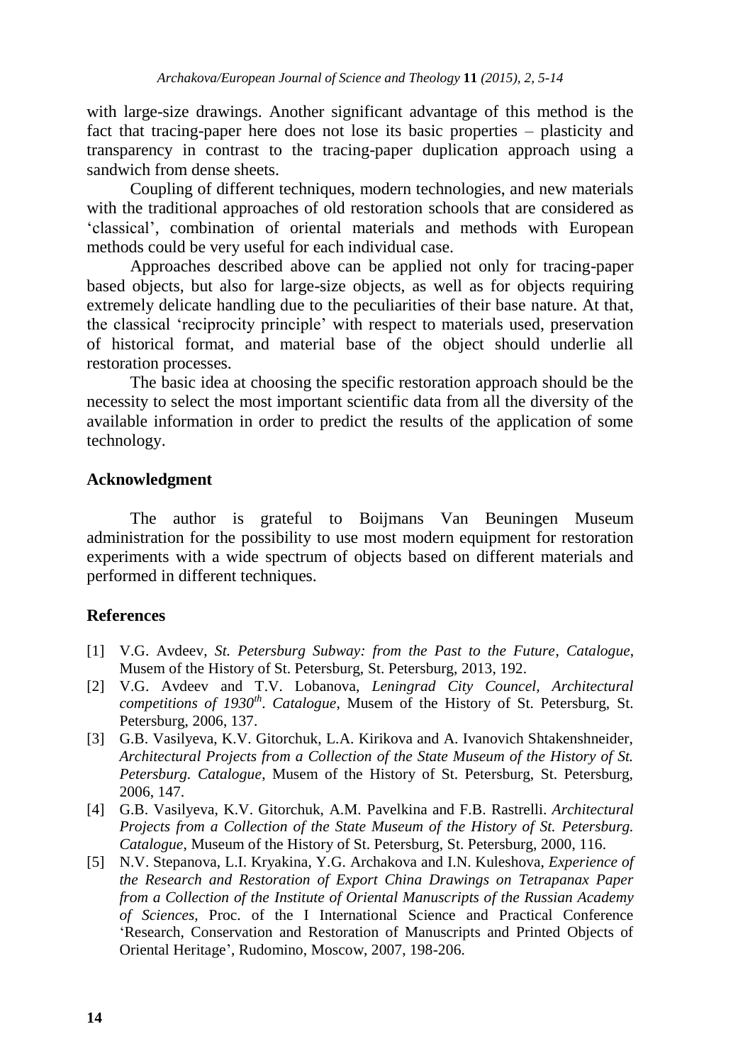with large-size drawings. Another significant advantage of this method is the fact that tracing-paper here does not lose its basic properties – plasticity and transparency in contrast to the tracing-paper duplication approach using a sandwich from dense sheets.

Coupling of different techniques, modern technologies, and new materials with the traditional approaches of old restoration schools that are considered as 'classical', combination of oriental materials and methods with European methods could be very useful for each individual case.

Approaches described above can be applied not only for tracing-paper based objects, but also for large-size objects, as well as for objects requiring extremely delicate handling due to the peculiarities of their base nature. At that, the classical 'reciprocity principle' with respect to materials used, preservation of historical format, and material base of the object should underlie all restoration processes.

The basic idea at choosing the specific restoration approach should be the necessity to select the most important scientific data from all the diversity of the available information in order to predict the results of the application of some technology.

## Acknowledgment

The author is grateful to Boijmans Van Beuningen Museum administration for the possibility to use most modern equipment for restoration experiments with a wide spectrum of objects based on different materials and performed in different techniques.

## References

[1] V.G. Avdeev, *St. Petersburg Subway: from the Past to the Future*, *Catalogue*, Musem of the History of St. Petersburg, St. Petersburg, 2013, 192.

[2] V.G. Avdeev and T.V. Lobanova, *Leningrad City Councel, Architectural competitions of 1930th. Catalogue*, Musem of the History of St. Petersburg, St. Petersburg, 2006, 137.

[3] G.B. Vasilyeva, K.V. Gitorchuk, L.A. Kirikova and A. Ivanovich Shtakenshneider, *Architectural Projects from a Collection of the State Museum of the History of St. Petersburg. Catalogue*, Musem of the History of St. Petersburg, St. Petersburg, 2006, 147.

[4] G.B. Vasilyeva, K.V. Gitorchuk, A.M. Pavelkina and F.B. Rastrelli. *Architectural Projects from a Collection of the State Museum of the History of St. Petersburg. Catalogue*, Museum of the History of St. Petersburg, St. Petersburg, 2000, 116.

[5] N.V. Stepanova, L.I. Kryakina, Y.G. Archakova and I.N. Kuleshova, *Experience of the Research and Restoration of Export China Drawings on Tetrapanax Paper from a Collection of the Institute of Oriental Manuscripts of the Russian Academy of Sciences*, Proc. of the I International Science and Practical Conference 'Research, Conservation and Restoration of Manuscripts and Printed Objects of Oriental Heritage', Rudomino, Moscow, 2007, 198-206.